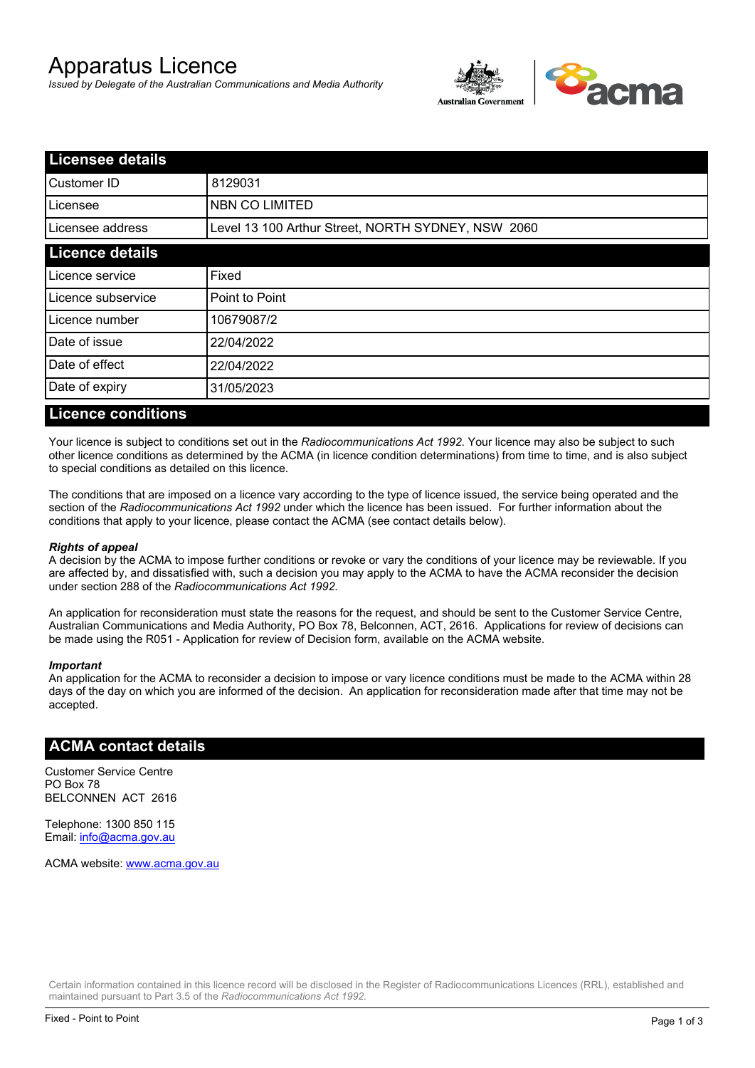# Apparatus Licence

*Issued by Delegate of the Australian Communications and Media Authority*

## Licensee details

| | |
|---|---|
| Customer ID | 8129031 |
| Licensee | NBN CO LIMITED |
| Licensee address | Level 13 100 Arthur Street, NORTH SYDNEY, NSW 2060 |

## Licence details

| | |
|---|---|
| Licence service | Fixed |
| Licence subservice | Point to Point |
| Licence number | 10679087/2 |
| Date of issue | 22/04/2022 |
| Date of effect | 22/04/2022 |
| Date of expiry | 31/05/2023 |

## Licence conditions

Your licence is subject to conditions set out in the *Radiocommunications Act 1992*. Your licence may also be subject to such other licence conditions as determined by the ACMA (in licence condition determinations) from time to time, and is also subject to special conditions as detailed on this licence.

The conditions that are imposed on a licence vary according to the type of licence issued, the service being operated and the section of the *Radiocommunications Act 1992* under which the licence has been issued. For further information about the conditions that apply to your licence, please contact the ACMA (see contact details below).

***Rights of appeal***

A decision by the ACMA to impose further conditions or revoke or vary the conditions of your licence may be reviewable. If you are affected by, and dissatisfied with, such a decision you may apply to the ACMA to have the ACMA reconsider the decision under section 288 of the *Radiocommunications Act 1992*.

An application for reconsideration must state the reasons for the request, and should be sent to the Customer Service Centre, Australian Communications and Media Authority, PO Box 78, Belconnen, ACT, 2616. Applications for review of decisions can be made using the R051 - Application for review of Decision form, available on the ACMA website.

***Important***

An application for the ACMA to reconsider a decision to impose or vary licence conditions must be made to the ACMA within 28 days of the day on which you are informed of the decision. An application for reconsideration made after that time may not be accepted.

## ACMA contact details

Customer Service Centre
PO Box 78
BELCONNEN ACT 2616

Telephone: 1300 850 115
Email: info@acma.gov.au

ACMA website: www.acma.gov.au

Certain information contained in this licence record will be disclosed in the Register of Radiocommunications Licences (RRL), established and maintained pursuant to Part 3.5 of the *Radiocommunications Act 1992.*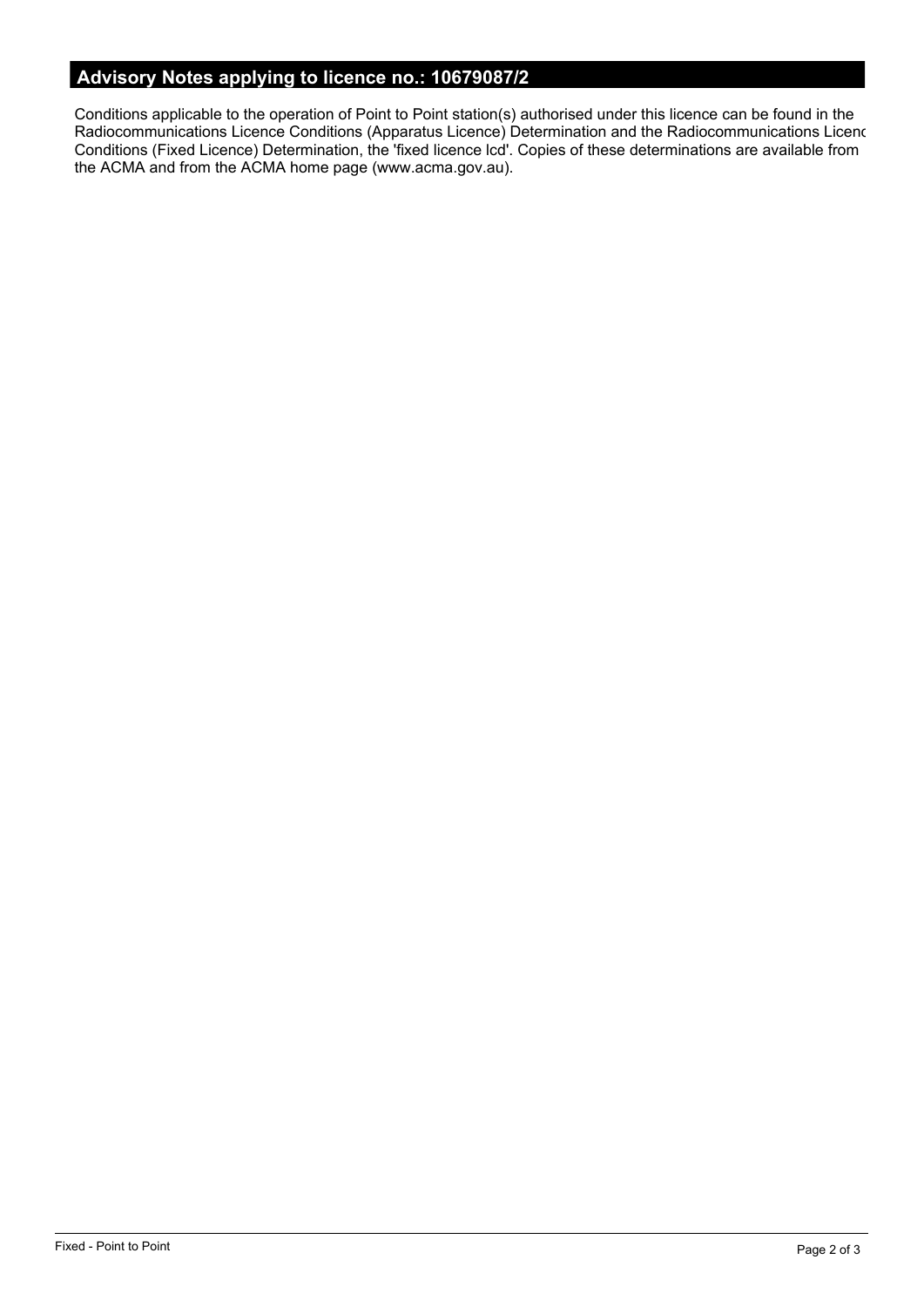## Advisory Notes applying to licence no.: 10679087/2

Conditions applicable to the operation of Point to Point station(s) authorised under this licence can be found in the Radiocommunications Licence Conditions (Apparatus Licence) Determination and the Radiocommunications Licenc Conditions (Fixed Licence) Determination, the 'fixed licence lcd'. Copies of these determinations are available from the ACMA and from the ACMA home page (www.acma.gov.au).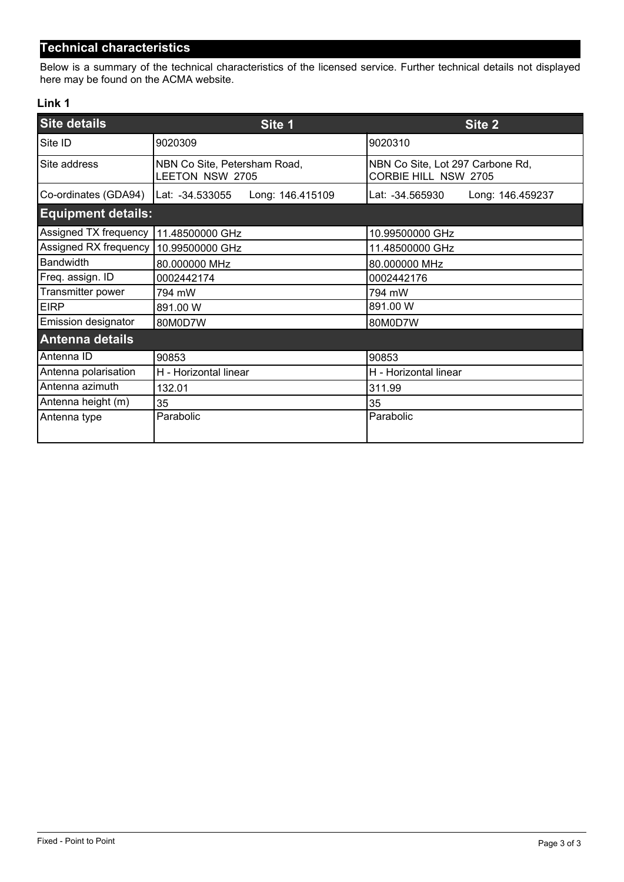## Technical characteristics

Below is a summary of the technical characteristics of the licensed service. Further technical details not displayed here may be found on the ACMA website.

### Link 1

| Site details | Site 1 | Site 2 |
|---|---|---|
| Site ID | 9020309 | 9020310 |
| Site address | NBN Co Site, Petersham Road, LEETON NSW 2705 | NBN Co Site, Lot 297 Carbone Rd, CORBIE HILL NSW 2705 |
| Co-ordinates (GDA94) | Lat: -34.533055 Long: 146.415109 | Lat: -34.565930 Long: 146.459237 |
| **Equipment details:** | | |
| Assigned TX frequency | 11.48500000 GHz | 10.99500000 GHz |
| Assigned RX frequency | 10.99500000 GHz | 11.48500000 GHz |
| Bandwidth | 80.000000 MHz | 80.000000 MHz |
| Freq. assign. ID | 0002442174 | 0002442176 |
| Transmitter power | 794 mW | 794 mW |
| EIRP | 891.00 W | 891.00 W |
| Emission designator | 80M0D7W | 80M0D7W |
| **Antenna details** | | |
| Antenna ID | 90853 | 90853 |
| Antenna polarisation | H - Horizontal linear | H - Horizontal linear |
| Antenna azimuth | 132.01 | 311.99 |
| Antenna height (m) | 35 | 35 |
| Antenna type | Parabolic | Parabolic |

Fixed - Point to Point